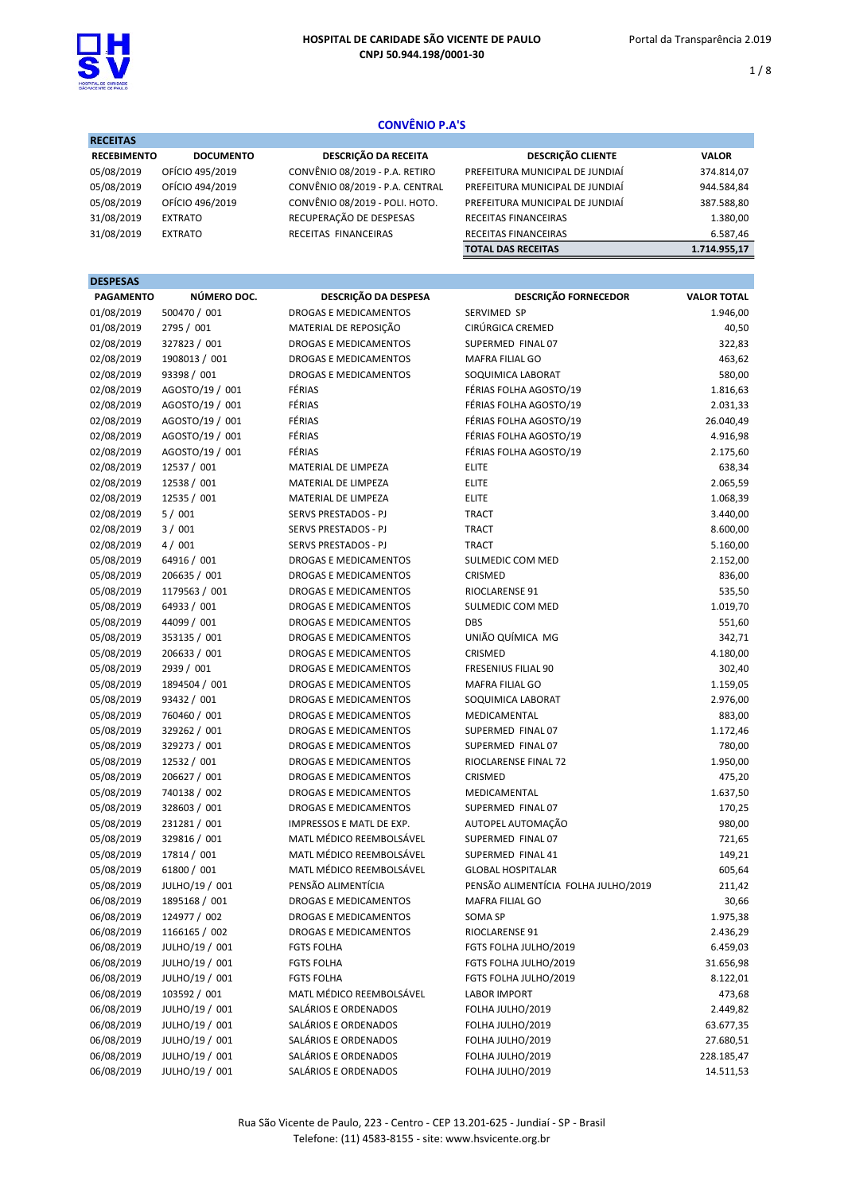**HOSPITAL DE CARIDADE SÃO VICENTE DE PAULO**
**CNPJ 50.944.198/0001-30**

Portal da Transparência 2.019

## CONVÊNIO P.A'S

### RECEITAS

| RECEBIMENTO | DOCUMENTO | DESCRIÇÃO DA RECEITA | DESCRIÇÃO CLIENTE | VALOR |
|---|---|---|---|---|
| 05/08/2019 | OFÍCIO 495/2019 | CONVÊNIO 08/2019 - P.A. RETIRO | PREFEITURA MUNICIPAL DE JUNDIAÍ | 374.814,07 |
| 05/08/2019 | OFÍCIO 494/2019 | CONVÊNIO 08/2019 - P.A. CENTRAL | PREFEITURA MUNICIPAL DE JUNDIAÍ | 944.584,84 |
| 05/08/2019 | OFÍCIO 496/2019 | CONVÊNIO 08/2019 - POLI. HOTO. | PREFEITURA MUNICIPAL DE JUNDIAÍ | 387.588,80 |
| 31/08/2019 | EXTRATO | RECUPERAÇÃO DE DESPESAS | RECEITAS FINANCEIRAS | 1.380,00 |
| 31/08/2019 | EXTRATO | RECEITAS FINANCEIRAS | RECEITAS FINANCEIRAS | 6.587,46 |
| | | | **TOTAL DAS RECEITAS** | **1.714.955,17** |

### DESPESAS

| PAGAMENTO | NÚMERO DOC. | DESCRIÇÃO DA DESPESA | DESCRIÇÃO FORNECEDOR | VALOR TOTAL |
|---|---|---|---|---|
| 01/08/2019 | 500470 / 001 | DROGAS E MEDICAMENTOS | SERVIMED SP | 1.946,00 |
| 01/08/2019 | 2795 / 001 | MATERIAL DE REPOSIÇÃO | CIRÚRGICA CREMED | 40,50 |
| 02/08/2019 | 327823 / 001 | DROGAS E MEDICAMENTOS | SUPERMED FINAL 07 | 322,83 |
| 02/08/2019 | 1908013 / 001 | DROGAS E MEDICAMENTOS | MAFRA FILIAL GO | 463,62 |
| 02/08/2019 | 93398 / 001 | DROGAS E MEDICAMENTOS | SOQUIMICA LABORAT | 580,00 |
| 02/08/2019 | AGOSTO/19 / 001 | FÉRIAS | FÉRIAS FOLHA AGOSTO/19 | 1.816,63 |
| 02/08/2019 | AGOSTO/19 / 001 | FÉRIAS | FÉRIAS FOLHA AGOSTO/19 | 2.031,33 |
| 02/08/2019 | AGOSTO/19 / 001 | FÉRIAS | FÉRIAS FOLHA AGOSTO/19 | 26.040,49 |
| 02/08/2019 | AGOSTO/19 / 001 | FÉRIAS | FÉRIAS FOLHA AGOSTO/19 | 4.916,98 |
| 02/08/2019 | AGOSTO/19 / 001 | FÉRIAS | FÉRIAS FOLHA AGOSTO/19 | 2.175,60 |
| 02/08/2019 | 12537 / 001 | MATERIAL DE LIMPEZA | ELITE | 638,34 |
| 02/08/2019 | 12538 / 001 | MATERIAL DE LIMPEZA | ELITE | 2.065,59 |
| 02/08/2019 | 12535 / 001 | MATERIAL DE LIMPEZA | ELITE | 1.068,39 |
| 02/08/2019 | 5 / 001 | SERVS PRESTADOS - PJ | TRACT | 3.440,00 |
| 02/08/2019 | 3 / 001 | SERVS PRESTADOS - PJ | TRACT | 8.600,00 |
| 02/08/2019 | 4 / 001 | SERVS PRESTADOS - PJ | TRACT | 5.160,00 |
| 05/08/2019 | 64916 / 001 | DROGAS E MEDICAMENTOS | SULMEDIC COM MED | 2.152,00 |
| 05/08/2019 | 206635 / 001 | DROGAS E MEDICAMENTOS | CRISMED | 836,00 |
| 05/08/2019 | 1179563 / 001 | DROGAS E MEDICAMENTOS | RIOCLARENSE 91 | 535,50 |
| 05/08/2019 | 64933 / 001 | DROGAS E MEDICAMENTOS | SULMEDIC COM MED | 1.019,70 |
| 05/08/2019 | 44099 / 001 | DROGAS E MEDICAMENTOS | DBS | 551,60 |
| 05/08/2019 | 353135 / 001 | DROGAS E MEDICAMENTOS | UNIÃO QUÍMICA MG | 342,71 |
| 05/08/2019 | 206633 / 001 | DROGAS E MEDICAMENTOS | CRISMED | 4.180,00 |
| 05/08/2019 | 2939 / 001 | DROGAS E MEDICAMENTOS | FRESENIUS FILIAL 90 | 302,40 |
| 05/08/2019 | 1894504 / 001 | DROGAS E MEDICAMENTOS | MAFRA FILIAL GO | 1.159,05 |
| 05/08/2019 | 93432 / 001 | DROGAS E MEDICAMENTOS | SOQUIMICA LABORAT | 2.976,00 |
| 05/08/2019 | 760460 / 001 | DROGAS E MEDICAMENTOS | MEDICAMENTAL | 883,00 |
| 05/08/2019 | 329262 / 001 | DROGAS E MEDICAMENTOS | SUPERMED FINAL 07 | 1.172,46 |
| 05/08/2019 | 329273 / 001 | DROGAS E MEDICAMENTOS | SUPERMED FINAL 07 | 780,00 |
| 05/08/2019 | 12532 / 001 | DROGAS E MEDICAMENTOS | RIOCLARENSE FINAL 72 | 1.950,00 |
| 05/08/2019 | 206627 / 001 | DROGAS E MEDICAMENTOS | CRISMED | 475,20 |
| 05/08/2019 | 740138 / 002 | DROGAS E MEDICAMENTOS | MEDICAMENTAL | 1.637,50 |
| 05/08/2019 | 328603 / 001 | DROGAS E MEDICAMENTOS | SUPERMED FINAL 07 | 170,25 |
| 05/08/2019 | 231281 / 001 | IMPRESSOS E MATL DE EXP. | AUTOPEL AUTOMAÇÃO | 980,00 |
| 05/08/2019 | 329816 / 001 | MATL MÉDICO REEMBOLSÁVEL | SUPERMED FINAL 07 | 721,65 |
| 05/08/2019 | 17814 / 001 | MATL MÉDICO REEMBOLSÁVEL | SUPERMED FINAL 41 | 149,21 |
| 05/08/2019 | 61800 / 001 | MATL MÉDICO REEMBOLSÁVEL | GLOBAL HOSPITALAR | 605,64 |
| 05/08/2019 | JULHO/19 / 001 | PENSÃO ALIMENTÍCIA | PENSÃO ALIMENTÍCIA FOLHA JULHO/2019 | 211,42 |
| 06/08/2019 | 1895168 / 001 | DROGAS E MEDICAMENTOS | MAFRA FILIAL GO | 30,66 |
| 06/08/2019 | 124977 / 002 | DROGAS E MEDICAMENTOS | SOMA SP | 1.975,38 |
| 06/08/2019 | 1166165 / 002 | DROGAS E MEDICAMENTOS | RIOCLARENSE 91 | 2.436,29 |
| 06/08/2019 | JULHO/19 / 001 | FGTS FOLHA | FGTS FOLHA JULHO/2019 | 6.459,03 |
| 06/08/2019 | JULHO/19 / 001 | FGTS FOLHA | FGTS FOLHA JULHO/2019 | 31.656,98 |
| 06/08/2019 | JULHO/19 / 001 | FGTS FOLHA | FGTS FOLHA JULHO/2019 | 8.122,01 |
| 06/08/2019 | 103592 / 001 | MATL MÉDICO REEMBOLSÁVEL | LABOR IMPORT | 473,68 |
| 06/08/2019 | JULHO/19 / 001 | SALÁRIOS E ORDENADOS | FOLHA JULHO/2019 | 2.449,82 |
| 06/08/2019 | JULHO/19 / 001 | SALÁRIOS E ORDENADOS | FOLHA JULHO/2019 | 63.677,35 |
| 06/08/2019 | JULHO/19 / 001 | SALÁRIOS E ORDENADOS | FOLHA JULHO/2019 | 27.680,51 |
| 06/08/2019 | JULHO/19 / 001 | SALÁRIOS E ORDENADOS | FOLHA JULHO/2019 | 228.185,47 |
| 06/08/2019 | JULHO/19 / 001 | SALÁRIOS E ORDENADOS | FOLHA JULHO/2019 | 14.511,53 |

Rua São Vicente de Paulo, 223 - Centro - CEP 13.201-625 - Jundiaí - SP - Brasil
Telefone: (11) 4583-8155 - site: www.hsvicente.org.br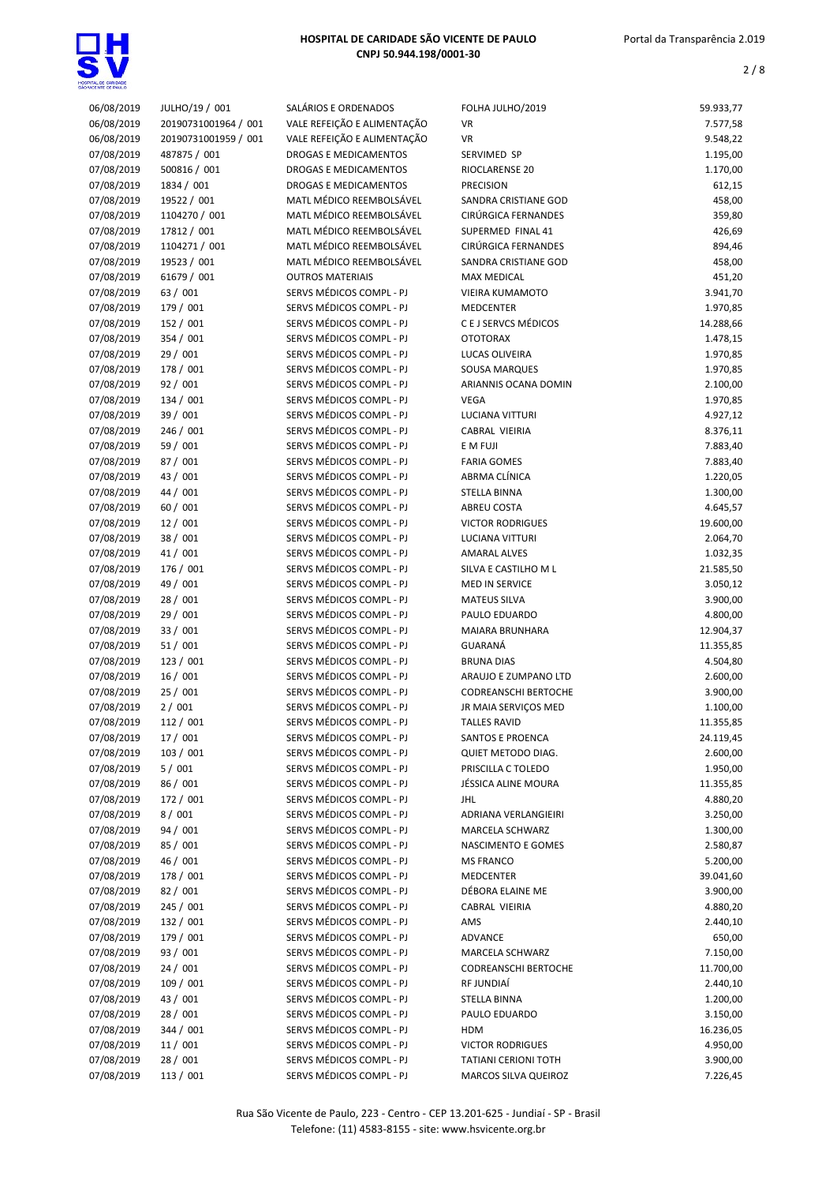| | | | | |
|---|---|---|---|---|
| 06/08/2019 | JULHO/19 / 001 | SALÁRIOS E ORDENADOS | FOLHA JULHO/2019 | 59.933,77 |
| 06/08/2019 | 20190731001964 / 001 | VALE REFEIÇÃO E ALIMENTAÇÃO | VR | 7.577,58 |
| 06/08/2019 | 20190731001959 / 001 | VALE REFEIÇÃO E ALIMENTAÇÃO | VR | 9.548,22 |
| 07/08/2019 | 487875 / 001 | DROGAS E MEDICAMENTOS | SERVIMED SP | 1.195,00 |
| 07/08/2019 | 500816 / 001 | DROGAS E MEDICAMENTOS | RIOCLARENSE 20 | 1.170,00 |
| 07/08/2019 | 1834 / 001 | DROGAS E MEDICAMENTOS | PRECISION | 612,15 |
| 07/08/2019 | 19522 / 001 | MATL MÉDICO REEMBOLSÁVEL | SANDRA CRISTIANE GOD | 458,00 |
| 07/08/2019 | 1104270 / 001 | MATL MÉDICO REEMBOLSÁVEL | CIRÚRGICA FERNANDES | 359,80 |
| 07/08/2019 | 17812 / 001 | MATL MÉDICO REEMBOLSÁVEL | SUPERMED FINAL 41 | 426,69 |
| 07/08/2019 | 1104271 / 001 | MATL MÉDICO REEMBOLSÁVEL | CIRÚRGICA FERNANDES | 894,46 |
| 07/08/2019 | 19523 / 001 | MATL MÉDICO REEMBOLSÁVEL | SANDRA CRISTIANE GOD | 458,00 |
| 07/08/2019 | 61679 / 001 | OUTROS MATERIAIS | MAX MEDICAL | 451,20 |
| 07/08/2019 | 63 / 001 | SERVS MÉDICOS COMPL - PJ | VIEIRA KUMAMOTO | 3.941,70 |
| 07/08/2019 | 179 / 001 | SERVS MÉDICOS COMPL - PJ | MEDCENTER | 1.970,85 |
| 07/08/2019 | 152 / 001 | SERVS MÉDICOS COMPL - PJ | C E J SERVCS MÉDICOS | 14.288,66 |
| 07/08/2019 | 354 / 001 | SERVS MÉDICOS COMPL - PJ | OTOTORAX | 1.478,15 |
| 07/08/2019 | 29 / 001 | SERVS MÉDICOS COMPL - PJ | LUCAS OLIVEIRA | 1.970,85 |
| 07/08/2019 | 178 / 001 | SERVS MÉDICOS COMPL - PJ | SOUSA MARQUES | 1.970,85 |
| 07/08/2019 | 92 / 001 | SERVS MÉDICOS COMPL - PJ | ARIANNIS OCANA DOMIN | 2.100,00 |
| 07/08/2019 | 134 / 001 | SERVS MÉDICOS COMPL - PJ | VEGA | 1.970,85 |
| 07/08/2019 | 39 / 001 | SERVS MÉDICOS COMPL - PJ | LUCIANA VITTURI | 4.927,12 |
| 07/08/2019 | 246 / 001 | SERVS MÉDICOS COMPL - PJ | CABRAL VIEIRIA | 8.376,11 |
| 07/08/2019 | 59 / 001 | SERVS MÉDICOS COMPL - PJ | E M FUJI | 7.883,40 |
| 07/08/2019 | 87 / 001 | SERVS MÉDICOS COMPL - PJ | FARIA GOMES | 7.883,40 |
| 07/08/2019 | 43 / 001 | SERVS MÉDICOS COMPL - PJ | ABRMA CLÍNICA | 1.220,05 |
| 07/08/2019 | 44 / 001 | SERVS MÉDICOS COMPL - PJ | STELLA BINNA | 1.300,00 |
| 07/08/2019 | 60 / 001 | SERVS MÉDICOS COMPL - PJ | ABREU COSTA | 4.645,57 |
| 07/08/2019 | 12 / 001 | SERVS MÉDICOS COMPL - PJ | VICTOR RODRIGUES | 19.600,00 |
| 07/08/2019 | 38 / 001 | SERVS MÉDICOS COMPL - PJ | LUCIANA VITTURI | 2.064,70 |
| 07/08/2019 | 41 / 001 | SERVS MÉDICOS COMPL - PJ | AMARAL ALVES | 1.032,35 |
| 07/08/2019 | 176 / 001 | SERVS MÉDICOS COMPL - PJ | SILVA E CASTILHO M L | 21.585,50 |
| 07/08/2019 | 49 / 001 | SERVS MÉDICOS COMPL - PJ | MED IN SERVICE | 3.050,12 |
| 07/08/2019 | 28 / 001 | SERVS MÉDICOS COMPL - PJ | MATEUS SILVA | 3.900,00 |
| 07/08/2019 | 29 / 001 | SERVS MÉDICOS COMPL - PJ | PAULO EDUARDO | 4.800,00 |
| 07/08/2019 | 33 / 001 | SERVS MÉDICOS COMPL - PJ | MAIARA BRUNHARA | 12.904,37 |
| 07/08/2019 | 51 / 001 | SERVS MÉDICOS COMPL - PJ | GUARANÁ | 11.355,85 |
| 07/08/2019 | 123 / 001 | SERVS MÉDICOS COMPL - PJ | BRUNA DIAS | 4.504,80 |
| 07/08/2019 | 16 / 001 | SERVS MÉDICOS COMPL - PJ | ARAUJO E ZUMPANO LTD | 2.600,00 |
| 07/08/2019 | 25 / 001 | SERVS MÉDICOS COMPL - PJ | CODREANSCHI BERTOCHE | 3.900,00 |
| 07/08/2019 | 2 / 001 | SERVS MÉDICOS COMPL - PJ | JR MAIA SERVIÇOS MED | 1.100,00 |
| 07/08/2019 | 112 / 001 | SERVS MÉDICOS COMPL - PJ | TALLES RAVID | 11.355,85 |
| 07/08/2019 | 17 / 001 | SERVS MÉDICOS COMPL - PJ | SANTOS E PROENCA | 24.119,45 |
| 07/08/2019 | 103 / 001 | SERVS MÉDICOS COMPL - PJ | QUIET METODO DIAG. | 2.600,00 |
| 07/08/2019 | 5 / 001 | SERVS MÉDICOS COMPL - PJ | PRISCILLA C TOLEDO | 1.950,00 |
| 07/08/2019 | 86 / 001 | SERVS MÉDICOS COMPL - PJ | JÉSSICA ALINE MOURA | 11.355,85 |
| 07/08/2019 | 172 / 001 | SERVS MÉDICOS COMPL - PJ | JHL | 4.880,20 |
| 07/08/2019 | 8 / 001 | SERVS MÉDICOS COMPL - PJ | ADRIANA VERLANGIEIRI | 3.250,00 |
| 07/08/2019 | 94 / 001 | SERVS MÉDICOS COMPL - PJ | MARCELA SCHWARZ | 1.300,00 |
| 07/08/2019 | 85 / 001 | SERVS MÉDICOS COMPL - PJ | NASCIMENTO E GOMES | 2.580,87 |
| 07/08/2019 | 46 / 001 | SERVS MÉDICOS COMPL - PJ | MS FRANCO | 5.200,00 |
| 07/08/2019 | 178 / 001 | SERVS MÉDICOS COMPL - PJ | MEDCENTER | 39.041,60 |
| 07/08/2019 | 82 / 001 | SERVS MÉDICOS COMPL - PJ | DÉBORA ELAINE ME | 3.900,00 |
| 07/08/2019 | 245 / 001 | SERVS MÉDICOS COMPL - PJ | CABRAL VIEIRIA | 4.880,20 |
| 07/08/2019 | 132 / 001 | SERVS MÉDICOS COMPL - PJ | AMS | 2.440,10 |
| 07/08/2019 | 179 / 001 | SERVS MÉDICOS COMPL - PJ | ADVANCE | 650,00 |
| 07/08/2019 | 93 / 001 | SERVS MÉDICOS COMPL - PJ | MARCELA SCHWARZ | 7.150,00 |
| 07/08/2019 | 24 / 001 | SERVS MÉDICOS COMPL - PJ | CODREANSCHI BERTOCHE | 11.700,00 |
| 07/08/2019 | 109 / 001 | SERVS MÉDICOS COMPL - PJ | RF JUNDIAÍ | 2.440,10 |
| 07/08/2019 | 43 / 001 | SERVS MÉDICOS COMPL - PJ | STELLA BINNA | 1.200,00 |
| 07/08/2019 | 28 / 001 | SERVS MÉDICOS COMPL - PJ | PAULO EDUARDO | 3.150,00 |
| 07/08/2019 | 344 / 001 | SERVS MÉDICOS COMPL - PJ | HDM | 16.236,05 |
| 07/08/2019 | 11 / 001 | SERVS MÉDICOS COMPL - PJ | VICTOR RODRIGUES | 4.950,00 |
| 07/08/2019 | 28 / 001 | SERVS MÉDICOS COMPL - PJ | TATIANI CERIONI TOTH | 3.900,00 |
| 07/08/2019 | 113 / 001 | SERVS MÉDICOS COMPL - PJ | MARCOS SILVA QUEIROZ | 7.226,45 |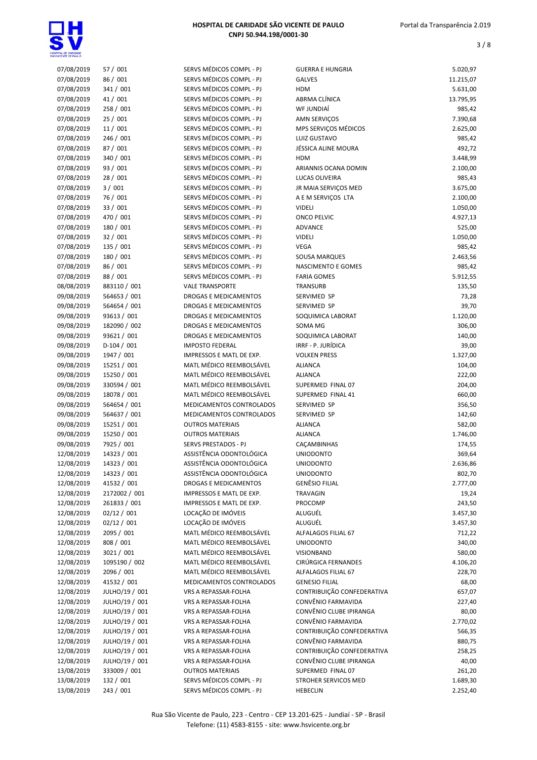| | | | | |
|---|---|---|---|---|
| 07/08/2019 | 57 / 001 | SERVS MÉDICOS COMPL - PJ | GUERRA E HUNGRIA | 5.020,97 |
| 07/08/2019 | 86 / 001 | SERVS MÉDICOS COMPL - PJ | GALVES | 11.215,07 |
| 07/08/2019 | 341 / 001 | SERVS MÉDICOS COMPL - PJ | HDM | 5.631,00 |
| 07/08/2019 | 41 / 001 | SERVS MÉDICOS COMPL - PJ | ABRMA CLÍNICA | 13.795,95 |
| 07/08/2019 | 258 / 001 | SERVS MÉDICOS COMPL - PJ | WF JUNDIAÍ | 985,42 |
| 07/08/2019 | 25 / 001 | SERVS MÉDICOS COMPL - PJ | AMN SERVIÇOS | 7.390,68 |
| 07/08/2019 | 11 / 001 | SERVS MÉDICOS COMPL - PJ | MPS SERVIÇOS MÉDICOS | 2.625,00 |
| 07/08/2019 | 246 / 001 | SERVS MÉDICOS COMPL - PJ | LUIZ GUSTAVO | 985,42 |
| 07/08/2019 | 87 / 001 | SERVS MÉDICOS COMPL - PJ | JÉSSICA ALINE MOURA | 492,72 |
| 07/08/2019 | 340 / 001 | SERVS MÉDICOS COMPL - PJ | HDM | 3.448,99 |
| 07/08/2019 | 93 / 001 | SERVS MÉDICOS COMPL - PJ | ARIANNIS OCANA DOMIN | 2.100,00 |
| 07/08/2019 | 28 / 001 | SERVS MÉDICOS COMPL - PJ | LUCAS OLIVEIRA | 985,43 |
| 07/08/2019 | 3 / 001 | SERVS MÉDICOS COMPL - PJ | JR MAIA SERVIÇOS MED | 3.675,00 |
| 07/08/2019 | 76 / 001 | SERVS MÉDICOS COMPL - PJ | A E M SERVIÇOS LTA | 2.100,00 |
| 07/08/2019 | 33 / 001 | SERVS MÉDICOS COMPL - PJ | VIDELI | 1.050,00 |
| 07/08/2019 | 470 / 001 | SERVS MÉDICOS COMPL - PJ | ONCO PELVIC | 4.927,13 |
| 07/08/2019 | 180 / 001 | SERVS MÉDICOS COMPL - PJ | ADVANCE | 525,00 |
| 07/08/2019 | 32 / 001 | SERVS MÉDICOS COMPL - PJ | VIDELI | 1.050,00 |
| 07/08/2019 | 135 / 001 | SERVS MÉDICOS COMPL - PJ | VEGA | 985,42 |
| 07/08/2019 | 180 / 001 | SERVS MÉDICOS COMPL - PJ | SOUSA MARQUES | 2.463,56 |
| 07/08/2019 | 86 / 001 | SERVS MÉDICOS COMPL - PJ | NASCIMENTO E GOMES | 985,42 |
| 07/08/2019 | 88 / 001 | SERVS MÉDICOS COMPL - PJ | FARIA GOMES | 5.912,55 |
| 08/08/2019 | 883110 / 001 | VALE TRANSPORTE | TRANSURB | 135,50 |
| 09/08/2019 | 564653 / 001 | DROGAS E MEDICAMENTOS | SERVIMED SP | 73,28 |
| 09/08/2019 | 564654 / 001 | DROGAS E MEDICAMENTOS | SERVIMED SP | 39,70 |
| 09/08/2019 | 93613 / 001 | DROGAS E MEDICAMENTOS | SOQUIMICA LABORAT | 1.120,00 |
| 09/08/2019 | 182090 / 002 | DROGAS E MEDICAMENTOS | SOMA MG | 306,00 |
| 09/08/2019 | 93621 / 001 | DROGAS E MEDICAMENTOS | SOQUIMICA LABORAT | 140,00 |
| 09/08/2019 | D-104 / 001 | IMPOSTO FEDERAL | IRRF - P. JURÍDICA | 39,00 |
| 09/08/2019 | 1947 / 001 | IMPRESSOS E MATL DE EXP. | VOLKEN PRESS | 1.327,00 |
| 09/08/2019 | 15251 / 001 | MATL MÉDICO REEMBOLSÁVEL | ALIANCA | 104,00 |
| 09/08/2019 | 15250 / 001 | MATL MÉDICO REEMBOLSÁVEL | ALIANCA | 222,00 |
| 09/08/2019 | 330594 / 001 | MATL MÉDICO REEMBOLSÁVEL | SUPERMED FINAL 07 | 204,00 |
| 09/08/2019 | 18078 / 001 | MATL MÉDICO REEMBOLSÁVEL | SUPERMED FINAL 41 | 660,00 |
| 09/08/2019 | 564654 / 001 | MEDICAMENTOS CONTROLADOS | SERVIMED SP | 356,50 |
| 09/08/2019 | 564637 / 001 | MEDICAMENTOS CONTROLADOS | SERVIMED SP | 142,60 |
| 09/08/2019 | 15251 / 001 | OUTROS MATERIAIS | ALIANCA | 582,00 |
| 09/08/2019 | 15250 / 001 | OUTROS MATERIAIS | ALIANCA | 1.746,00 |
| 09/08/2019 | 7925 / 001 | SERVS PRESTADOS - PJ | CAÇAMBINHAS | 174,55 |
| 12/08/2019 | 14323 / 001 | ASSISTÊNCIA ODONTOLÓGICA | UNIODONTO | 369,64 |
| 12/08/2019 | 14323 / 001 | ASSISTÊNCIA ODONTOLÓGICA | UNIODONTO | 2.636,86 |
| 12/08/2019 | 14323 / 001 | ASSISTÊNCIA ODONTOLÓGICA | UNIODONTO | 802,70 |
| 12/08/2019 | 41532 / 001 | DROGAS E MEDICAMENTOS | GENÊSIO FILIAL | 2.777,00 |
| 12/08/2019 | 2172002 / 001 | IMPRESSOS E MATL DE EXP. | TRAVAGIN | 19,24 |
| 12/08/2019 | 261833 / 001 | IMPRESSOS E MATL DE EXP. | PROCOMP | 243,50 |
| 12/08/2019 | 02/12 / 001 | LOCAÇÃO DE IMÓVEIS | ALUGUÉL | 3.457,30 |
| 12/08/2019 | 02/12 / 001 | LOCAÇÃO DE IMÓVEIS | ALUGUÉL | 3.457,30 |
| 12/08/2019 | 2095 / 001 | MATL MÉDICO REEMBOLSÁVEL | ALFALAGOS FILIAL 67 | 712,22 |
| 12/08/2019 | 808 / 001 | MATL MÉDICO REEMBOLSÁVEL | UNIODONTO | 340,00 |
| 12/08/2019 | 3021 / 001 | MATL MÉDICO REEMBOLSÁVEL | VISIONBAND | 580,00 |
| 12/08/2019 | 1095190 / 002 | MATL MÉDICO REEMBOLSÁVEL | CIRÚRGICA FERNANDES | 4.106,20 |
| 12/08/2019 | 2096 / 001 | MATL MÉDICO REEMBOLSÁVEL | ALFALAGOS FILIAL 67 | 228,70 |
| 12/08/2019 | 41532 / 001 | MEDICAMENTOS CONTROLADOS | GENESIO FILIAL | 68,00 |
| 12/08/2019 | JULHO/19 / 001 | VRS A REPASSAR-FOLHA | CONTRIBUIÇÃO CONFEDERATIVA | 657,07 |
| 12/08/2019 | JULHO/19 / 001 | VRS A REPASSAR-FOLHA | CONVÊNIO FARMAVIDA | 227,40 |
| 12/08/2019 | JULHO/19 / 001 | VRS A REPASSAR-FOLHA | CONVÊNIO CLUBE IPIRANGA | 80,00 |
| 12/08/2019 | JULHO/19 / 001 | VRS A REPASSAR-FOLHA | CONVÊNIO FARMAVIDA | 2.770,02 |
| 12/08/2019 | JULHO/19 / 001 | VRS A REPASSAR-FOLHA | CONTRIBUIÇÃO CONFEDERATIVA | 566,35 |
| 12/08/2019 | JULHO/19 / 001 | VRS A REPASSAR-FOLHA | CONVÊNIO FARMAVIDA | 880,75 |
| 12/08/2019 | JULHO/19 / 001 | VRS A REPASSAR-FOLHA | CONTRIBUIÇÃO CONFEDERATIVA | 258,25 |
| 12/08/2019 | JULHO/19 / 001 | VRS A REPASSAR-FOLHA | CONVÊNIO CLUBE IPIRANGA | 40,00 |
| 13/08/2019 | 333009 / 001 | OUTROS MATERIAIS | SUPERMED FINAL 07 | 261,20 |
| 13/08/2019 | 132 / 001 | SERVS MÉDICOS COMPL - PJ | STROHER SERVICOS MED | 1.689,30 |
| 13/08/2019 | 243 / 001 | SERVS MÉDICOS COMPL - PJ | HEBECLIN | 2.252,40 |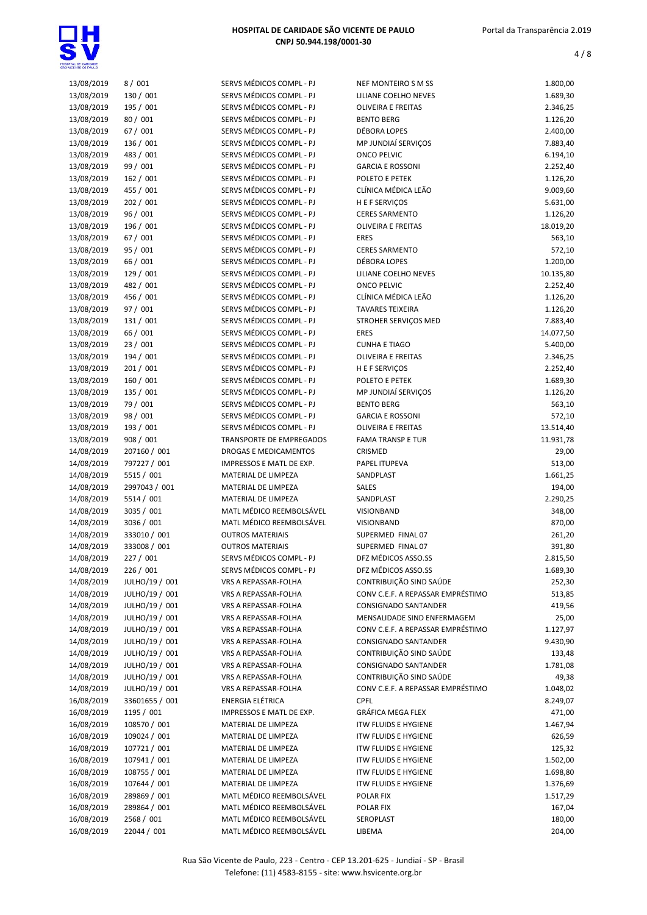| | | | | |
|---|---|---|---|---|
| 13/08/2019 | 8 / 001 | SERVS MÉDICOS COMPL - PJ | NEF MONTEIRO S M SS | 1.800,00 |
| 13/08/2019 | 130 / 001 | SERVS MÉDICOS COMPL - PJ | LILIANE COELHO NEVES | 1.689,30 |
| 13/08/2019 | 195 / 001 | SERVS MÉDICOS COMPL - PJ | OLIVEIRA E FREITAS | 2.346,25 |
| 13/08/2019 | 80 / 001 | SERVS MÉDICOS COMPL - PJ | BENTO BERG | 1.126,20 |
| 13/08/2019 | 67 / 001 | SERVS MÉDICOS COMPL - PJ | DÉBORA LOPES | 2.400,00 |
| 13/08/2019 | 136 / 001 | SERVS MÉDICOS COMPL - PJ | MP JUNDIAÍ SERVIÇOS | 7.883,40 |
| 13/08/2019 | 483 / 001 | SERVS MÉDICOS COMPL - PJ | ONCO PELVIC | 6.194,10 |
| 13/08/2019 | 99 / 001 | SERVS MÉDICOS COMPL - PJ | GARCIA E ROSSONI | 2.252,40 |
| 13/08/2019 | 162 / 001 | SERVS MÉDICOS COMPL - PJ | POLETO E PETEK | 1.126,20 |
| 13/08/2019 | 455 / 001 | SERVS MÉDICOS COMPL - PJ | CLÍNICA MÉDICA LEÃO | 9.009,60 |
| 13/08/2019 | 202 / 001 | SERVS MÉDICOS COMPL - PJ | H E F SERVIÇOS | 5.631,00 |
| 13/08/2019 | 96 / 001 | SERVS MÉDICOS COMPL - PJ | CERES SARMENTO | 1.126,20 |
| 13/08/2019 | 196 / 001 | SERVS MÉDICOS COMPL - PJ | OLIVEIRA E FREITAS | 18.019,20 |
| 13/08/2019 | 67 / 001 | SERVS MÉDICOS COMPL - PJ | ERES | 563,10 |
| 13/08/2019 | 95 / 001 | SERVS MÉDICOS COMPL - PJ | CERES SARMENTO | 572,10 |
| 13/08/2019 | 66 / 001 | SERVS MÉDICOS COMPL - PJ | DÉBORA LOPES | 1.200,00 |
| 13/08/2019 | 129 / 001 | SERVS MÉDICOS COMPL - PJ | LILIANE COELHO NEVES | 10.135,80 |
| 13/08/2019 | 482 / 001 | SERVS MÉDICOS COMPL - PJ | ONCO PELVIC | 2.252,40 |
| 13/08/2019 | 456 / 001 | SERVS MÉDICOS COMPL - PJ | CLÍNICA MÉDICA LEÃO | 1.126,20 |
| 13/08/2019 | 97 / 001 | SERVS MÉDICOS COMPL - PJ | TAVARES TEIXEIRA | 1.126,20 |
| 13/08/2019 | 131 / 001 | SERVS MÉDICOS COMPL - PJ | STROHER SERVIÇOS MED | 7.883,40 |
| 13/08/2019 | 66 / 001 | SERVS MÉDICOS COMPL - PJ | ERES | 14.077,50 |
| 13/08/2019 | 23 / 001 | SERVS MÉDICOS COMPL - PJ | CUNHA E TIAGO | 5.400,00 |
| 13/08/2019 | 194 / 001 | SERVS MÉDICOS COMPL - PJ | OLIVEIRA E FREITAS | 2.346,25 |
| 13/08/2019 | 201 / 001 | SERVS MÉDICOS COMPL - PJ | H E F SERVIÇOS | 2.252,40 |
| 13/08/2019 | 160 / 001 | SERVS MÉDICOS COMPL - PJ | POLETO E PETEK | 1.689,30 |
| 13/08/2019 | 135 / 001 | SERVS MÉDICOS COMPL - PJ | MP JUNDIAÍ SERVIÇOS | 1.126,20 |
| 13/08/2019 | 79 / 001 | SERVS MÉDICOS COMPL - PJ | BENTO BERG | 563,10 |
| 13/08/2019 | 98 / 001 | SERVS MÉDICOS COMPL - PJ | GARCIA E ROSSONI | 572,10 |
| 13/08/2019 | 193 / 001 | SERVS MÉDICOS COMPL - PJ | OLIVEIRA E FREITAS | 13.514,40 |
| 13/08/2019 | 908 / 001 | TRANSPORTE DE EMPREGADOS | FAMA TRANSP E TUR | 11.931,78 |
| 14/08/2019 | 207160 / 001 | DROGAS E MEDICAMENTOS | CRISMED | 29,00 |
| 14/08/2019 | 797227 / 001 | IMPRESSOS E MATL DE EXP. | PAPEL ITUPEVA | 513,00 |
| 14/08/2019 | 5515 / 001 | MATERIAL DE LIMPEZA | SANDPLAST | 1.661,25 |
| 14/08/2019 | 2997043 / 001 | MATERIAL DE LIMPEZA | SALES | 194,00 |
| 14/08/2019 | 5514 / 001 | MATERIAL DE LIMPEZA | SANDPLAST | 2.290,25 |
| 14/08/2019 | 3035 / 001 | MATL MÉDICO REEMBOLSÁVEL | VISIONBAND | 348,00 |
| 14/08/2019 | 3036 / 001 | MATL MÉDICO REEMBOLSÁVEL | VISIONBAND | 870,00 |
| 14/08/2019 | 333010 / 001 | OUTROS MATERIAIS | SUPERMED FINAL 07 | 261,20 |
| 14/08/2019 | 333008 / 001 | OUTROS MATERIAIS | SUPERMED FINAL 07 | 391,80 |
| 14/08/2019 | 227 / 001 | SERVS MÉDICOS COMPL - PJ | DFZ MÉDICOS ASSO.SS | 2.815,50 |
| 14/08/2019 | 226 / 001 | SERVS MÉDICOS COMPL - PJ | DFZ MÉDICOS ASSO.SS | 1.689,30 |
| 14/08/2019 | JULHO/19 / 001 | VRS A REPASSAR-FOLHA | CONTRIBUIÇÃO SIND SAÚDE | 252,30 |
| 14/08/2019 | JULHO/19 / 001 | VRS A REPASSAR-FOLHA | CONV C.E.F. A REPASSAR EMPRÉSTIMO | 513,85 |
| 14/08/2019 | JULHO/19 / 001 | VRS A REPASSAR-FOLHA | CONSIGNADO SANTANDER | 419,56 |
| 14/08/2019 | JULHO/19 / 001 | VRS A REPASSAR-FOLHA | MENSALIDADE SIND ENFERMAGEM | 25,00 |
| 14/08/2019 | JULHO/19 / 001 | VRS A REPASSAR-FOLHA | CONV C.E.F. A REPASSAR EMPRÉSTIMO | 1.127,97 |
| 14/08/2019 | JULHO/19 / 001 | VRS A REPASSAR-FOLHA | CONSIGNADO SANTANDER | 9.430,90 |
| 14/08/2019 | JULHO/19 / 001 | VRS A REPASSAR-FOLHA | CONTRIBUIÇÃO SIND SAÚDE | 133,48 |
| 14/08/2019 | JULHO/19 / 001 | VRS A REPASSAR-FOLHA | CONSIGNADO SANTANDER | 1.781,08 |
| 14/08/2019 | JULHO/19 / 001 | VRS A REPASSAR-FOLHA | CONTRIBUIÇÃO SIND SAÚDE | 49,38 |
| 14/08/2019 | JULHO/19 / 001 | VRS A REPASSAR-FOLHA | CONV C.E.F. A REPASSAR EMPRÉSTIMO | 1.048,02 |
| 16/08/2019 | 33601655 / 001 | ENERGIA ELÉTRICA | CPFL | 8.249,07 |
| 16/08/2019 | 1195 / 001 | IMPRESSOS E MATL DE EXP. | GRÁFICA MEGA FLEX | 471,00 |
| 16/08/2019 | 108570 / 001 | MATERIAL DE LIMPEZA | ITW FLUIDS E HYGIENE | 1.467,94 |
| 16/08/2019 | 109024 / 001 | MATERIAL DE LIMPEZA | ITW FLUIDS E HYGIENE | 626,59 |
| 16/08/2019 | 107721 / 001 | MATERIAL DE LIMPEZA | ITW FLUIDS E HYGIENE | 125,32 |
| 16/08/2019 | 107941 / 001 | MATERIAL DE LIMPEZA | ITW FLUIDS E HYGIENE | 1.502,00 |
| 16/08/2019 | 108755 / 001 | MATERIAL DE LIMPEZA | ITW FLUIDS E HYGIENE | 1.698,80 |
| 16/08/2019 | 107644 / 001 | MATERIAL DE LIMPEZA | ITW FLUIDS E HYGIENE | 1.376,69 |
| 16/08/2019 | 289869 / 001 | MATL MÉDICO REEMBOLSÁVEL | POLAR FIX | 1.517,29 |
| 16/08/2019 | 289864 / 001 | MATL MÉDICO REEMBOLSÁVEL | POLAR FIX | 167,04 |
| 16/08/2019 | 2568 / 001 | MATL MÉDICO REEMBOLSÁVEL | SEROPLAST | 180,00 |
| 16/08/2019 | 22044 / 001 | MATL MÉDICO REEMBOLSÁVEL | LIBEMA | 204,00 |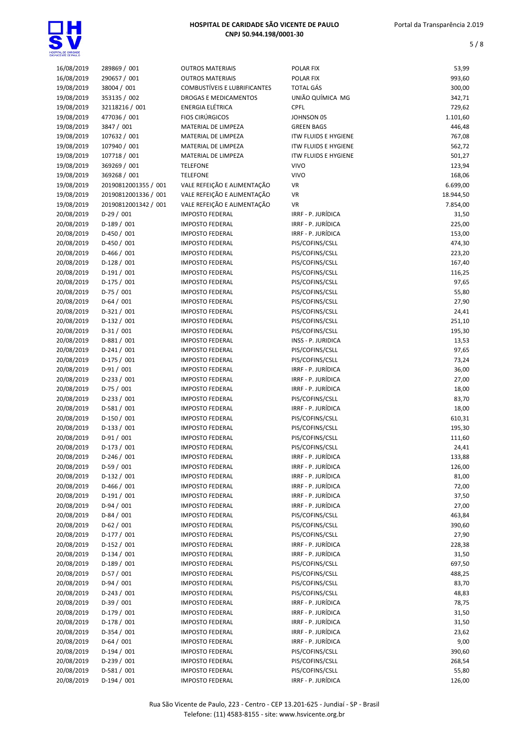| | | | | |
|---|---|---|---|---|
| 16/08/2019 | 289869 / 001 | OUTROS MATERIAIS | POLAR FIX | 53,99 |
| 16/08/2019 | 290657 / 001 | OUTROS MATERIAIS | POLAR FIX | 993,60 |
| 19/08/2019 | 38004 / 001 | COMBUSTÍVEIS E LUBRIFICANTES | TOTAL GÁS | 300,00 |
| 19/08/2019 | 353135 / 002 | DROGAS E MEDICAMENTOS | UNIÃO QUÍMICA MG | 342,71 |
| 19/08/2019 | 32118216 / 001 | ENERGIA ELÉTRICA | CPFL | 729,62 |
| 19/08/2019 | 477036 / 001 | FIOS CIRÚRGICOS | JOHNSON 05 | 1.101,60 |
| 19/08/2019 | 3847 / 001 | MATERIAL DE LIMPEZA | GREEN BAGS | 446,48 |
| 19/08/2019 | 107632 / 001 | MATERIAL DE LIMPEZA | ITW FLUIDS E HYGIENE | 767,08 |
| 19/08/2019 | 107940 / 001 | MATERIAL DE LIMPEZA | ITW FLUIDS E HYGIENE | 562,72 |
| 19/08/2019 | 107718 / 001 | MATERIAL DE LIMPEZA | ITW FLUIDS E HYGIENE | 501,27 |
| 19/08/2019 | 369269 / 001 | TELEFONE | VIVO | 123,94 |
| 19/08/2019 | 369268 / 001 | TELEFONE | VIVO | 168,06 |
| 19/08/2019 | 20190812001355 / 001 | VALE REFEIÇÃO E ALIMENTAÇÃO | VR | 6.699,00 |
| 19/08/2019 | 20190812001336 / 001 | VALE REFEIÇÃO E ALIMENTAÇÃO | VR | 18.944,50 |
| 19/08/2019 | 20190812001342 / 001 | VALE REFEIÇÃO E ALIMENTAÇÃO | VR | 7.854,00 |
| 20/08/2019 | D-29 / 001 | IMPOSTO FEDERAL | IRRF - P. JURÍDICA | 31,50 |
| 20/08/2019 | D-189 / 001 | IMPOSTO FEDERAL | IRRF - P. JURÍDICA | 225,00 |
| 20/08/2019 | D-450 / 001 | IMPOSTO FEDERAL | IRRF - P. JURÍDICA | 153,00 |
| 20/08/2019 | D-450 / 001 | IMPOSTO FEDERAL | PIS/COFINS/CSLL | 474,30 |
| 20/08/2019 | D-466 / 001 | IMPOSTO FEDERAL | PIS/COFINS/CSLL | 223,20 |
| 20/08/2019 | D-128 / 001 | IMPOSTO FEDERAL | PIS/COFINS/CSLL | 167,40 |
| 20/08/2019 | D-191 / 001 | IMPOSTO FEDERAL | PIS/COFINS/CSLL | 116,25 |
| 20/08/2019 | D-175 / 001 | IMPOSTO FEDERAL | PIS/COFINS/CSLL | 97,65 |
| 20/08/2019 | D-75 / 001 | IMPOSTO FEDERAL | PIS/COFINS/CSLL | 55,80 |
| 20/08/2019 | D-64 / 001 | IMPOSTO FEDERAL | PIS/COFINS/CSLL | 27,90 |
| 20/08/2019 | D-321 / 001 | IMPOSTO FEDERAL | PIS/COFINS/CSLL | 24,41 |
| 20/08/2019 | D-132 / 001 | IMPOSTO FEDERAL | PIS/COFINS/CSLL | 251,10 |
| 20/08/2019 | D-31 / 001 | IMPOSTO FEDERAL | PIS/COFINS/CSLL | 195,30 |
| 20/08/2019 | D-881 / 001 | IMPOSTO FEDERAL | INSS - P. JURIDICA | 13,53 |
| 20/08/2019 | D-241 / 001 | IMPOSTO FEDERAL | PIS/COFINS/CSLL | 97,65 |
| 20/08/2019 | D-175 / 001 | IMPOSTO FEDERAL | PIS/COFINS/CSLL | 73,24 |
| 20/08/2019 | D-91 / 001 | IMPOSTO FEDERAL | IRRF - P. JURÍDICA | 36,00 |
| 20/08/2019 | D-233 / 001 | IMPOSTO FEDERAL | IRRF - P. JURÍDICA | 27,00 |
| 20/08/2019 | D-75 / 001 | IMPOSTO FEDERAL | IRRF - P. JURÍDICA | 18,00 |
| 20/08/2019 | D-233 / 001 | IMPOSTO FEDERAL | PIS/COFINS/CSLL | 83,70 |
| 20/08/2019 | D-581 / 001 | IMPOSTO FEDERAL | IRRF - P. JURÍDICA | 18,00 |
| 20/08/2019 | D-150 / 001 | IMPOSTO FEDERAL | PIS/COFINS/CSLL | 610,31 |
| 20/08/2019 | D-133 / 001 | IMPOSTO FEDERAL | PIS/COFINS/CSLL | 195,30 |
| 20/08/2019 | D-91 / 001 | IMPOSTO FEDERAL | PIS/COFINS/CSLL | 111,60 |
| 20/08/2019 | D-173 / 001 | IMPOSTO FEDERAL | PIS/COFINS/CSLL | 24,41 |
| 20/08/2019 | D-246 / 001 | IMPOSTO FEDERAL | IRRF - P. JURÍDICA | 133,88 |
| 20/08/2019 | D-59 / 001 | IMPOSTO FEDERAL | IRRF - P. JURÍDICA | 126,00 |
| 20/08/2019 | D-132 / 001 | IMPOSTO FEDERAL | IRRF - P. JURÍDICA | 81,00 |
| 20/08/2019 | D-466 / 001 | IMPOSTO FEDERAL | IRRF - P. JURÍDICA | 72,00 |
| 20/08/2019 | D-191 / 001 | IMPOSTO FEDERAL | IRRF - P. JURÍDICA | 37,50 |
| 20/08/2019 | D-94 / 001 | IMPOSTO FEDERAL | IRRF - P. JURÍDICA | 27,00 |
| 20/08/2019 | D-84 / 001 | IMPOSTO FEDERAL | PIS/COFINS/CSLL | 463,84 |
| 20/08/2019 | D-62 / 001 | IMPOSTO FEDERAL | PIS/COFINS/CSLL | 390,60 |
| 20/08/2019 | D-177 / 001 | IMPOSTO FEDERAL | PIS/COFINS/CSLL | 27,90 |
| 20/08/2019 | D-152 / 001 | IMPOSTO FEDERAL | IRRF - P. JURÍDICA | 228,38 |
| 20/08/2019 | D-134 / 001 | IMPOSTO FEDERAL | IRRF - P. JURÍDICA | 31,50 |
| 20/08/2019 | D-189 / 001 | IMPOSTO FEDERAL | PIS/COFINS/CSLL | 697,50 |
| 20/08/2019 | D-57 / 001 | IMPOSTO FEDERAL | PIS/COFINS/CSLL | 488,25 |
| 20/08/2019 | D-94 / 001 | IMPOSTO FEDERAL | PIS/COFINS/CSLL | 83,70 |
| 20/08/2019 | D-243 / 001 | IMPOSTO FEDERAL | PIS/COFINS/CSLL | 48,83 |
| 20/08/2019 | D-39 / 001 | IMPOSTO FEDERAL | IRRF - P. JURÍDICA | 78,75 |
| 20/08/2019 | D-179 / 001 | IMPOSTO FEDERAL | IRRF - P. JURÍDICA | 31,50 |
| 20/08/2019 | D-178 / 001 | IMPOSTO FEDERAL | IRRF - P. JURÍDICA | 31,50 |
| 20/08/2019 | D-354 / 001 | IMPOSTO FEDERAL | IRRF - P. JURÍDICA | 23,62 |
| 20/08/2019 | D-64 / 001 | IMPOSTO FEDERAL | IRRF - P. JURÍDICA | 9,00 |
| 20/08/2019 | D-194 / 001 | IMPOSTO FEDERAL | PIS/COFINS/CSLL | 390,60 |
| 20/08/2019 | D-239 / 001 | IMPOSTO FEDERAL | PIS/COFINS/CSLL | 268,54 |
| 20/08/2019 | D-581 / 001 | IMPOSTO FEDERAL | PIS/COFINS/CSLL | 55,80 |
| 20/08/2019 | D-194 / 001 | IMPOSTO FEDERAL | IRRF - P. JURÍDICA | 126,00 |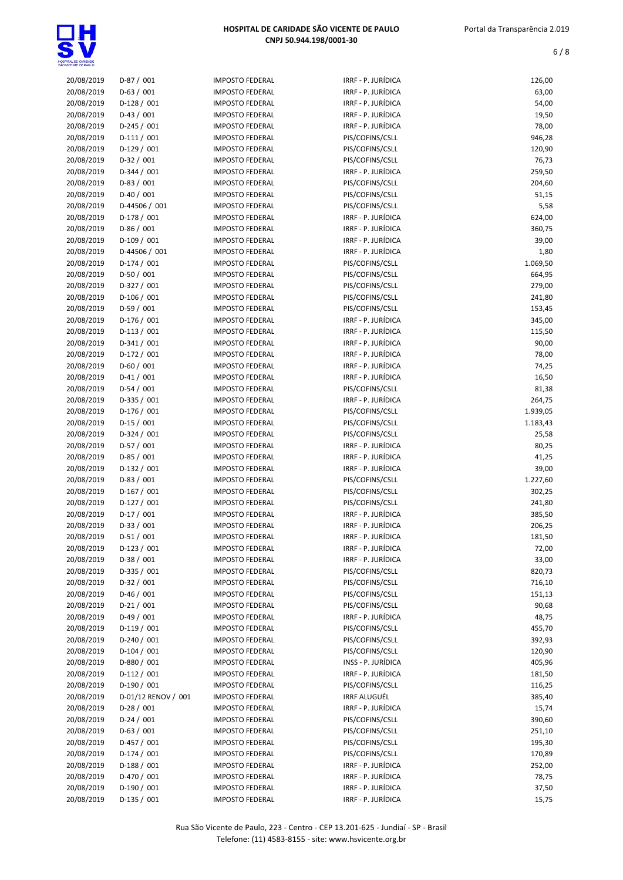| | | | | |
|---|---|---|---|---|
| 20/08/2019 | D-87 / 001 | IMPOSTO FEDERAL | IRRF - P. JURÍDICA | 126,00 |
| 20/08/2019 | D-63 / 001 | IMPOSTO FEDERAL | IRRF - P. JURÍDICA | 63,00 |
| 20/08/2019 | D-128 / 001 | IMPOSTO FEDERAL | IRRF - P. JURÍDICA | 54,00 |
| 20/08/2019 | D-43 / 001 | IMPOSTO FEDERAL | IRRF - P. JURÍDICA | 19,50 |
| 20/08/2019 | D-245 / 001 | IMPOSTO FEDERAL | IRRF - P. JURÍDICA | 78,00 |
| 20/08/2019 | D-111 / 001 | IMPOSTO FEDERAL | PIS/COFINS/CSLL | 946,28 |
| 20/08/2019 | D-129 / 001 | IMPOSTO FEDERAL | PIS/COFINS/CSLL | 120,90 |
| 20/08/2019 | D-32 / 001 | IMPOSTO FEDERAL | PIS/COFINS/CSLL | 76,73 |
| 20/08/2019 | D-344 / 001 | IMPOSTO FEDERAL | IRRF - P. JURÍDICA | 259,50 |
| 20/08/2019 | D-83 / 001 | IMPOSTO FEDERAL | PIS/COFINS/CSLL | 204,60 |
| 20/08/2019 | D-40 / 001 | IMPOSTO FEDERAL | PIS/COFINS/CSLL | 51,15 |
| 20/08/2019 | D-44506 / 001 | IMPOSTO FEDERAL | PIS/COFINS/CSLL | 5,58 |
| 20/08/2019 | D-178 / 001 | IMPOSTO FEDERAL | IRRF - P. JURÍDICA | 624,00 |
| 20/08/2019 | D-86 / 001 | IMPOSTO FEDERAL | IRRF - P. JURÍDICA | 360,75 |
| 20/08/2019 | D-109 / 001 | IMPOSTO FEDERAL | IRRF - P. JURÍDICA | 39,00 |
| 20/08/2019 | D-44506 / 001 | IMPOSTO FEDERAL | IRRF - P. JURÍDICA | 1,80 |
| 20/08/2019 | D-174 / 001 | IMPOSTO FEDERAL | PIS/COFINS/CSLL | 1.069,50 |
| 20/08/2019 | D-50 / 001 | IMPOSTO FEDERAL | PIS/COFINS/CSLL | 664,95 |
| 20/08/2019 | D-327 / 001 | IMPOSTO FEDERAL | PIS/COFINS/CSLL | 279,00 |
| 20/08/2019 | D-106 / 001 | IMPOSTO FEDERAL | PIS/COFINS/CSLL | 241,80 |
| 20/08/2019 | D-59 / 001 | IMPOSTO FEDERAL | PIS/COFINS/CSLL | 153,45 |
| 20/08/2019 | D-176 / 001 | IMPOSTO FEDERAL | IRRF - P. JURÍDICA | 345,00 |
| 20/08/2019 | D-113 / 001 | IMPOSTO FEDERAL | IRRF - P. JURÍDICA | 115,50 |
| 20/08/2019 | D-341 / 001 | IMPOSTO FEDERAL | IRRF - P. JURÍDICA | 90,00 |
| 20/08/2019 | D-172 / 001 | IMPOSTO FEDERAL | IRRF - P. JURÍDICA | 78,00 |
| 20/08/2019 | D-60 / 001 | IMPOSTO FEDERAL | IRRF - P. JURÍDICA | 74,25 |
| 20/08/2019 | D-41 / 001 | IMPOSTO FEDERAL | IRRF - P. JURÍDICA | 16,50 |
| 20/08/2019 | D-54 / 001 | IMPOSTO FEDERAL | PIS/COFINS/CSLL | 81,38 |
| 20/08/2019 | D-335 / 001 | IMPOSTO FEDERAL | IRRF - P. JURÍDICA | 264,75 |
| 20/08/2019 | D-176 / 001 | IMPOSTO FEDERAL | PIS/COFINS/CSLL | 1.939,05 |
| 20/08/2019 | D-15 / 001 | IMPOSTO FEDERAL | PIS/COFINS/CSLL | 1.183,43 |
| 20/08/2019 | D-324 / 001 | IMPOSTO FEDERAL | PIS/COFINS/CSLL | 25,58 |
| 20/08/2019 | D-57 / 001 | IMPOSTO FEDERAL | IRRF - P. JURÍDICA | 80,25 |
| 20/08/2019 | D-85 / 001 | IMPOSTO FEDERAL | IRRF - P. JURÍDICA | 41,25 |
| 20/08/2019 | D-132 / 001 | IMPOSTO FEDERAL | IRRF - P. JURÍDICA | 39,00 |
| 20/08/2019 | D-83 / 001 | IMPOSTO FEDERAL | PIS/COFINS/CSLL | 1.227,60 |
| 20/08/2019 | D-167 / 001 | IMPOSTO FEDERAL | PIS/COFINS/CSLL | 302,25 |
| 20/08/2019 | D-127 / 001 | IMPOSTO FEDERAL | PIS/COFINS/CSLL | 241,80 |
| 20/08/2019 | D-17 / 001 | IMPOSTO FEDERAL | IRRF - P. JURÍDICA | 385,50 |
| 20/08/2019 | D-33 / 001 | IMPOSTO FEDERAL | IRRF - P. JURÍDICA | 206,25 |
| 20/08/2019 | D-51 / 001 | IMPOSTO FEDERAL | IRRF - P. JURÍDICA | 181,50 |
| 20/08/2019 | D-123 / 001 | IMPOSTO FEDERAL | IRRF - P. JURÍDICA | 72,00 |
| 20/08/2019 | D-38 / 001 | IMPOSTO FEDERAL | IRRF - P. JURÍDICA | 33,00 |
| 20/08/2019 | D-335 / 001 | IMPOSTO FEDERAL | PIS/COFINS/CSLL | 820,73 |
| 20/08/2019 | D-32 / 001 | IMPOSTO FEDERAL | PIS/COFINS/CSLL | 716,10 |
| 20/08/2019 | D-46 / 001 | IMPOSTO FEDERAL | PIS/COFINS/CSLL | 151,13 |
| 20/08/2019 | D-21 / 001 | IMPOSTO FEDERAL | PIS/COFINS/CSLL | 90,68 |
| 20/08/2019 | D-49 / 001 | IMPOSTO FEDERAL | IRRF - P. JURÍDICA | 48,75 |
| 20/08/2019 | D-119 / 001 | IMPOSTO FEDERAL | PIS/COFINS/CSLL | 455,70 |
| 20/08/2019 | D-240 / 001 | IMPOSTO FEDERAL | PIS/COFINS/CSLL | 392,93 |
| 20/08/2019 | D-104 / 001 | IMPOSTO FEDERAL | PIS/COFINS/CSLL | 120,90 |
| 20/08/2019 | D-880 / 001 | IMPOSTO FEDERAL | INSS - P. JURÍDICA | 405,96 |
| 20/08/2019 | D-112 / 001 | IMPOSTO FEDERAL | IRRF - P. JURÍDICA | 181,50 |
| 20/08/2019 | D-190 / 001 | IMPOSTO FEDERAL | PIS/COFINS/CSLL | 116,25 |
| 20/08/2019 | D-01/12 RENOV / 001 | IMPOSTO FEDERAL | IRRF ALUGUÉL | 385,40 |
| 20/08/2019 | D-28 / 001 | IMPOSTO FEDERAL | IRRF - P. JURÍDICA | 15,74 |
| 20/08/2019 | D-24 / 001 | IMPOSTO FEDERAL | PIS/COFINS/CSLL | 390,60 |
| 20/08/2019 | D-63 / 001 | IMPOSTO FEDERAL | PIS/COFINS/CSLL | 251,10 |
| 20/08/2019 | D-457 / 001 | IMPOSTO FEDERAL | PIS/COFINS/CSLL | 195,30 |
| 20/08/2019 | D-174 / 001 | IMPOSTO FEDERAL | PIS/COFINS/CSLL | 170,89 |
| 20/08/2019 | D-188 / 001 | IMPOSTO FEDERAL | IRRF - P. JURÍDICA | 252,00 |
| 20/08/2019 | D-470 / 001 | IMPOSTO FEDERAL | IRRF - P. JURÍDICA | 78,75 |
| 20/08/2019 | D-190 / 001 | IMPOSTO FEDERAL | IRRF - P. JURÍDICA | 37,50 |
| 20/08/2019 | D-135 / 001 | IMPOSTO FEDERAL | IRRF - P. JURÍDICA | 15,75 |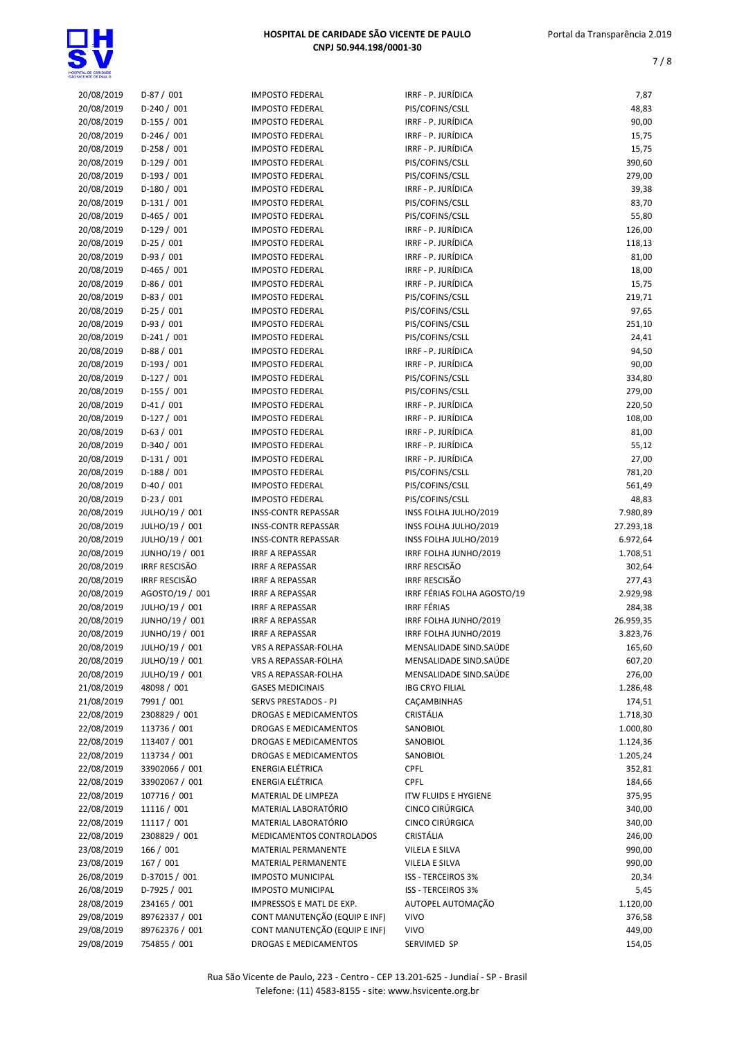**HOSPITAL DE CARIDADE SÃO VICENTE DE PAULO**
**CNPJ 50.944.198/0001-30**

Portal da Transparência 2.019

| | | | | |
|---|---|---|---|---|
| 20/08/2019 | D-87 / 001 | IMPOSTO FEDERAL | IRRF - P. JURÍDICA | 7,87 |
| 20/08/2019 | D-240 / 001 | IMPOSTO FEDERAL | PIS/COFINS/CSLL | 48,83 |
| 20/08/2019 | D-155 / 001 | IMPOSTO FEDERAL | IRRF - P. JURÍDICA | 90,00 |
| 20/08/2019 | D-246 / 001 | IMPOSTO FEDERAL | IRRF - P. JURÍDICA | 15,75 |
| 20/08/2019 | D-258 / 001 | IMPOSTO FEDERAL | IRRF - P. JURÍDICA | 15,75 |
| 20/08/2019 | D-129 / 001 | IMPOSTO FEDERAL | PIS/COFINS/CSLL | 390,60 |
| 20/08/2019 | D-193 / 001 | IMPOSTO FEDERAL | PIS/COFINS/CSLL | 279,00 |
| 20/08/2019 | D-180 / 001 | IMPOSTO FEDERAL | IRRF - P. JURÍDICA | 39,38 |
| 20/08/2019 | D-131 / 001 | IMPOSTO FEDERAL | PIS/COFINS/CSLL | 83,70 |
| 20/08/2019 | D-465 / 001 | IMPOSTO FEDERAL | PIS/COFINS/CSLL | 55,80 |
| 20/08/2019 | D-129 / 001 | IMPOSTO FEDERAL | IRRF - P. JURÍDICA | 126,00 |
| 20/08/2019 | D-25 / 001 | IMPOSTO FEDERAL | IRRF - P. JURÍDICA | 118,13 |
| 20/08/2019 | D-93 / 001 | IMPOSTO FEDERAL | IRRF - P. JURÍDICA | 81,00 |
| 20/08/2019 | D-465 / 001 | IMPOSTO FEDERAL | IRRF - P. JURÍDICA | 18,00 |
| 20/08/2019 | D-86 / 001 | IMPOSTO FEDERAL | IRRF - P. JURÍDICA | 15,75 |
| 20/08/2019 | D-83 / 001 | IMPOSTO FEDERAL | PIS/COFINS/CSLL | 219,71 |
| 20/08/2019 | D-25 / 001 | IMPOSTO FEDERAL | PIS/COFINS/CSLL | 97,65 |
| 20/08/2019 | D-93 / 001 | IMPOSTO FEDERAL | PIS/COFINS/CSLL | 251,10 |
| 20/08/2019 | D-241 / 001 | IMPOSTO FEDERAL | PIS/COFINS/CSLL | 24,41 |
| 20/08/2019 | D-88 / 001 | IMPOSTO FEDERAL | IRRF - P. JURÍDICA | 94,50 |
| 20/08/2019 | D-193 / 001 | IMPOSTO FEDERAL | IRRF - P. JURÍDICA | 90,00 |
| 20/08/2019 | D-127 / 001 | IMPOSTO FEDERAL | PIS/COFINS/CSLL | 334,80 |
| 20/08/2019 | D-155 / 001 | IMPOSTO FEDERAL | PIS/COFINS/CSLL | 279,00 |
| 20/08/2019 | D-41 / 001 | IMPOSTO FEDERAL | IRRF - P. JURÍDICA | 220,50 |
| 20/08/2019 | D-127 / 001 | IMPOSTO FEDERAL | IRRF - P. JURÍDICA | 108,00 |
| 20/08/2019 | D-63 / 001 | IMPOSTO FEDERAL | IRRF - P. JURÍDICA | 81,00 |
| 20/08/2019 | D-340 / 001 | IMPOSTO FEDERAL | IRRF - P. JURÍDICA | 55,12 |
| 20/08/2019 | D-131 / 001 | IMPOSTO FEDERAL | IRRF - P. JURÍDICA | 27,00 |
| 20/08/2019 | D-188 / 001 | IMPOSTO FEDERAL | PIS/COFINS/CSLL | 781,20 |
| 20/08/2019 | D-40 / 001 | IMPOSTO FEDERAL | PIS/COFINS/CSLL | 561,49 |
| 20/08/2019 | D-23 / 001 | IMPOSTO FEDERAL | PIS/COFINS/CSLL | 48,83 |
| 20/08/2019 | JULHO/19 / 001 | INSS-CONTR REPASSAR | INSS FOLHA JULHO/2019 | 7.980,89 |
| 20/08/2019 | JULHO/19 / 001 | INSS-CONTR REPASSAR | INSS FOLHA JULHO/2019 | 27.293,18 |
| 20/08/2019 | JULHO/19 / 001 | INSS-CONTR REPASSAR | INSS FOLHA JULHO/2019 | 6.972,64 |
| 20/08/2019 | JUNHO/19 / 001 | IRRF A REPASSAR | IRRF FOLHA JUNHO/2019 | 1.708,51 |
| 20/08/2019 | IRRF RESCISÃO | IRRF A REPASSAR | IRRF RESCISÃO | 302,64 |
| 20/08/2019 | IRRF RESCISÃO | IRRF A REPASSAR | IRRF RESCISÃO | 277,43 |
| 20/08/2019 | AGOSTO/19 / 001 | IRRF A REPASSAR | IRRF FÉRIAS FOLHA AGOSTO/19 | 2.929,98 |
| 20/08/2019 | JULHO/19 / 001 | IRRF A REPASSAR | IRRF FÉRIAS | 284,38 |
| 20/08/2019 | JUNHO/19 / 001 | IRRF A REPASSAR | IRRF FOLHA JUNHO/2019 | 26.959,35 |
| 20/08/2019 | JUNHO/19 / 001 | IRRF A REPASSAR | IRRF FOLHA JUNHO/2019 | 3.823,76 |
| 20/08/2019 | JULHO/19 / 001 | VRS A REPASSAR-FOLHA | MENSALIDADE SIND.SAÚDE | 165,60 |
| 20/08/2019 | JULHO/19 / 001 | VRS A REPASSAR-FOLHA | MENSALIDADE SIND.SAÚDE | 607,20 |
| 20/08/2019 | JULHO/19 / 001 | VRS A REPASSAR-FOLHA | MENSALIDADE SIND.SAÚDE | 276,00 |
| 21/08/2019 | 48098 / 001 | GASES MEDICINAIS | IBG CRYO FILIAL | 1.286,48 |
| 21/08/2019 | 7991 / 001 | SERVS PRESTADOS - PJ | CAÇAMBINHAS | 174,51 |
| 22/08/2019 | 2308829 / 001 | DROGAS E MEDICAMENTOS | CRISTÁLIA | 1.718,30 |
| 22/08/2019 | 113736 / 001 | DROGAS E MEDICAMENTOS | SANOBIOL | 1.000,80 |
| 22/08/2019 | 113407 / 001 | DROGAS E MEDICAMENTOS | SANOBIOL | 1.124,36 |
| 22/08/2019 | 113734 / 001 | DROGAS E MEDICAMENTOS | SANOBIOL | 1.205,24 |
| 22/08/2019 | 33902066 / 001 | ENERGIA ELÉTRICA | CPFL | 352,81 |
| 22/08/2019 | 33902067 / 001 | ENERGIA ELÉTRICA | CPFL | 184,66 |
| 22/08/2019 | 107716 / 001 | MATERIAL DE LIMPEZA | ITW FLUIDS E HYGIENE | 375,95 |
| 22/08/2019 | 11116 / 001 | MATERIAL LABORATÓRIO | CINCO CIRÚRGICA | 340,00 |
| 22/08/2019 | 11117 / 001 | MATERIAL LABORATÓRIO | CINCO CIRÚRGICA | 340,00 |
| 22/08/2019 | 2308829 / 001 | MEDICAMENTOS CONTROLADOS | CRISTÁLIA | 246,00 |
| 23/08/2019 | 166 / 001 | MATERIAL PERMANENTE | VILELA E SILVA | 990,00 |
| 23/08/2019 | 167 / 001 | MATERIAL PERMANENTE | VILELA E SILVA | 990,00 |
| 26/08/2019 | D-37015 / 001 | IMPOSTO MUNICIPAL | ISS - TERCEIROS 3% | 20,34 |
| 26/08/2019 | D-7925 / 001 | IMPOSTO MUNICIPAL | ISS - TERCEIROS 3% | 5,45 |
| 28/08/2019 | 234165 / 001 | IMPRESSOS E MATL DE EXP. | AUTOPEL AUTOMAÇÃO | 1.120,00 |
| 29/08/2019 | 89762337 / 001 | CONT MANUTENÇÃO (EQUIP E INF) | VIVO | 376,58 |
| 29/08/2019 | 89762376 / 001 | CONT MANUTENÇÃO (EQUIP E INF) | VIVO | 449,00 |
| 29/08/2019 | 754855 / 001 | DROGAS E MEDICAMENTOS | SERVIMED SP | 154,05 |

Rua São Vicente de Paulo, 223 - Centro - CEP 13.201-625 - Jundiaí - SP - Brasil
Telefone: (11) 4583-8155 - site: www.hsvicente.org.br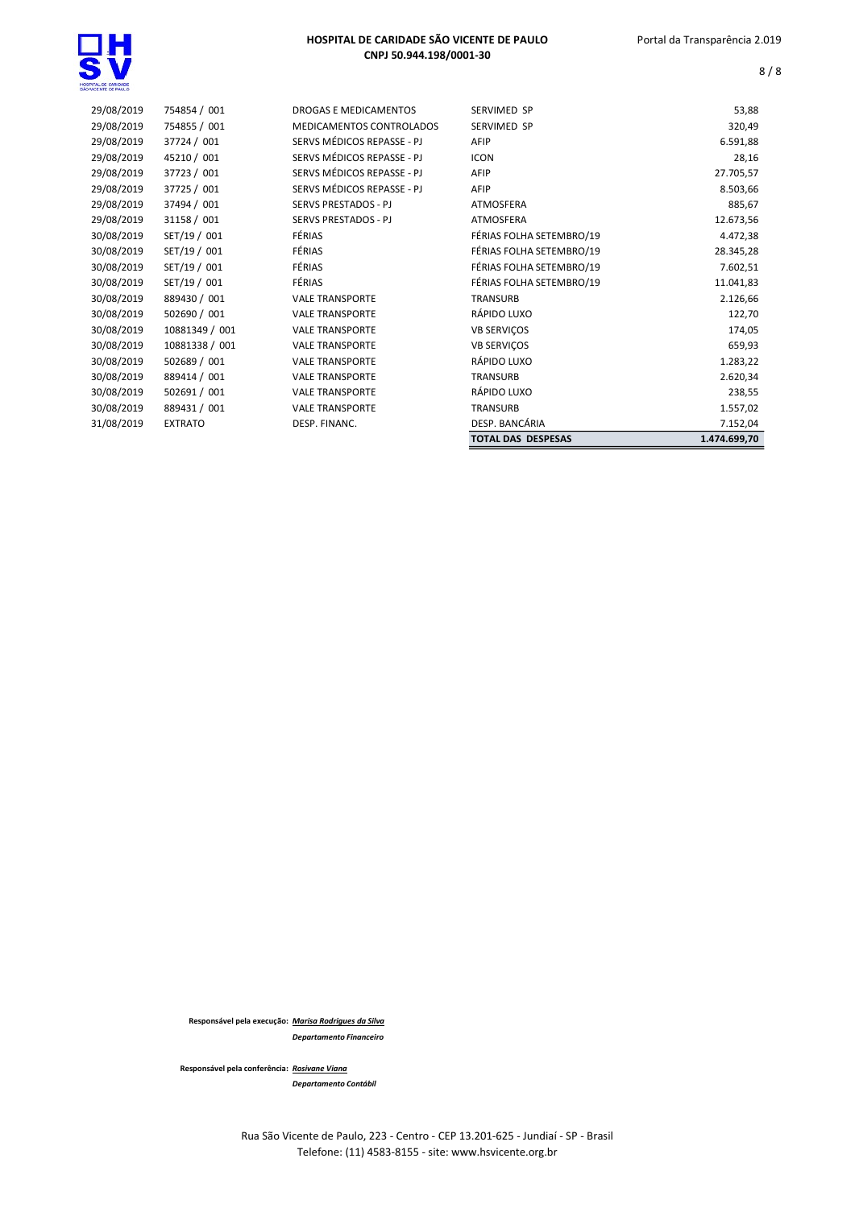| | | | | |
|---|---|---|---|---|
| 29/08/2019 | 754854 / 001 | DROGAS E MEDICAMENTOS | SERVIMED SP | 53,88 |
| 29/08/2019 | 754855 / 001 | MEDICAMENTOS CONTROLADOS | SERVIMED SP | 320,49 |
| 29/08/2019 | 37724 / 001 | SERVS MÉDICOS REPASSE - PJ | AFIP | 6.591,88 |
| 29/08/2019 | 45210 / 001 | SERVS MÉDICOS REPASSE - PJ | ICON | 28,16 |
| 29/08/2019 | 37723 / 001 | SERVS MÉDICOS REPASSE - PJ | AFIP | 27.705,57 |
| 29/08/2019 | 37725 / 001 | SERVS MÉDICOS REPASSE - PJ | AFIP | 8.503,66 |
| 29/08/2019 | 37494 / 001 | SERVS PRESTADOS - PJ | ATMOSFERA | 885,67 |
| 29/08/2019 | 31158 / 001 | SERVS PRESTADOS - PJ | ATMOSFERA | 12.673,56 |
| 30/08/2019 | SET/19 / 001 | FÉRIAS | FÉRIAS FOLHA SETEMBRO/19 | 4.472,38 |
| 30/08/2019 | SET/19 / 001 | FÉRIAS | FÉRIAS FOLHA SETEMBRO/19 | 28.345,28 |
| 30/08/2019 | SET/19 / 001 | FÉRIAS | FÉRIAS FOLHA SETEMBRO/19 | 7.602,51 |
| 30/08/2019 | SET/19 / 001 | FÉRIAS | FÉRIAS FOLHA SETEMBRO/19 | 11.041,83 |
| 30/08/2019 | 889430 / 001 | VALE TRANSPORTE | TRANSURB | 2.126,66 |
| 30/08/2019 | 502690 / 001 | VALE TRANSPORTE | RÁPIDO LUXO | 122,70 |
| 30/08/2019 | 10881349 / 001 | VALE TRANSPORTE | VB SERVIÇOS | 174,05 |
| 30/08/2019 | 10881338 / 001 | VALE TRANSPORTE | VB SERVIÇOS | 659,93 |
| 30/08/2019 | 502689 / 001 | VALE TRANSPORTE | RÁPIDO LUXO | 1.283,22 |
| 30/08/2019 | 889414 / 001 | VALE TRANSPORTE | TRANSURB | 2.620,34 |
| 30/08/2019 | 502691 / 001 | VALE TRANSPORTE | RÁPIDO LUXO | 238,55 |
| 30/08/2019 | 889431 / 001 | VALE TRANSPORTE | TRANSURB | 1.557,02 |
| 31/08/2019 | EXTRATO | DESP. FINANC. | DESP. BANCÁRIA | 7.152,04 |
| | | | **TOTAL DAS DESPESAS** | **1.474.699,70** |

**Responsável pela execução:** ***Marisa Rodrigues da Silva***
***Departamento Financeiro***

**Responsável pela conferência:** ***Rosivane Viana***
***Departamento Contábil***

Rua São Vicente de Paulo, 223 - Centro - CEP 13.201-625 - Jundiaí - SP - Brasil
Telefone: (11) 4583-8155 - site: www.hsvicente.org.br